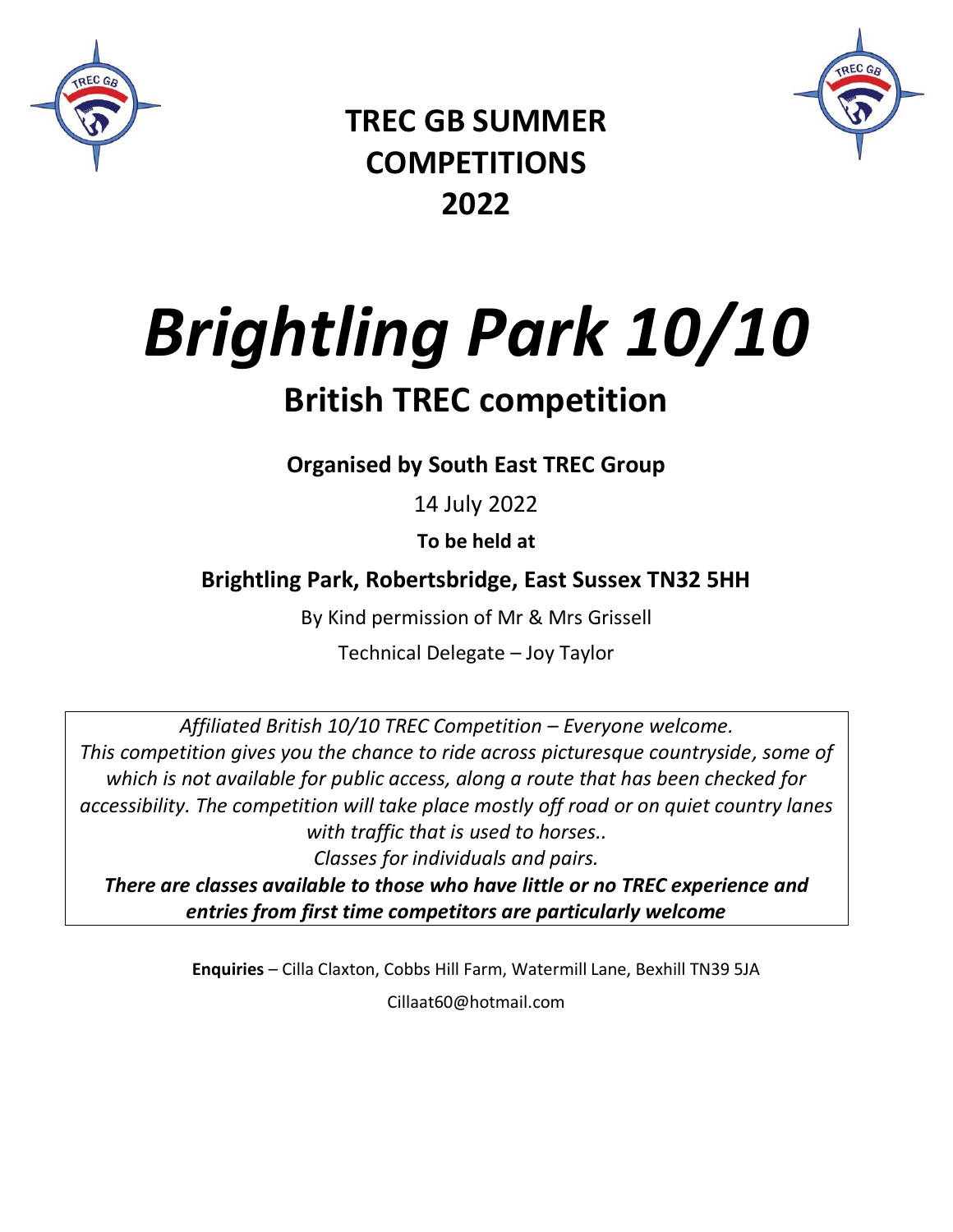# TREC GB SUMMER COMPETITIONS 2022

# *Brightling Park 10/10*

## British TREC competition

**Organised by South East TREC Group**

14 July 2022

**To be held at**

**Brightling Park, Robertsbridge, East Sussex TN32 5HH**

By Kind permission of Mr & Mrs Grissell

Technical Delegate – Joy Taylor

*Affiliated British 10/10 TREC Competition – Everyone welcome.*
*This competition gives you the chance to ride across picturesque countryside, some of which is not available for public access, along a route that has been checked for accessibility. The competition will take place mostly off road or on quiet country lanes with traffic that is used to horses..*
*Classes for individuals and pairs.*
***There are classes available to those who have little or no TREC experience and entries from first time competitors are particularly welcome***

**Enquiries** – Cilla Claxton, Cobbs Hill Farm, Watermill Lane, Bexhill TN39 5JA

Cillaat60@hotmail.com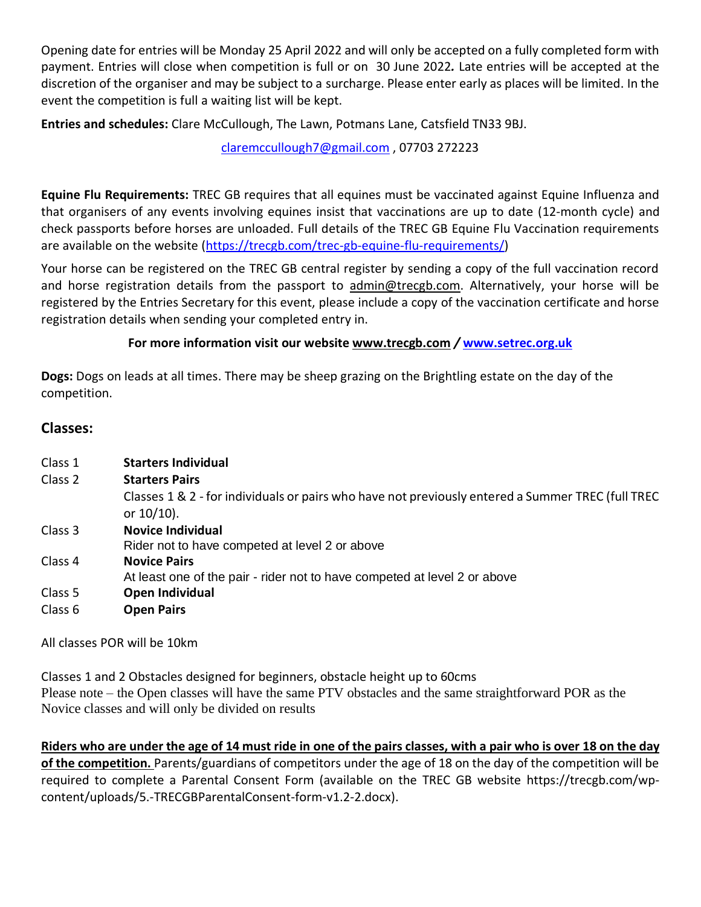Opening date for entries will be Monday 25 April 2022 and will only be accepted on a fully completed form with payment. Entries will close when competition is full or on 30 June 2022**.** Late entries will be accepted at the discretion of the organiser and may be subject to a surcharge. Please enter early as places will be limited. In the event the competition is full a waiting list will be kept.

**Entries and schedules:** Clare McCullough, The Lawn, Potmans Lane, Catsfield TN33 9BJ.

claremccullough7@gmail.com , 07703 272223

**Equine Flu Requirements:** TREC GB requires that all equines must be vaccinated against Equine Influenza and that organisers of any events involving equines insist that vaccinations are up to date (12-month cycle) and check passports before horses are unloaded. Full details of the TREC GB Equine Flu Vaccination requirements are available on the website (https://trecgb.com/trec-gb-equine-flu-requirements/)

Your horse can be registered on the TREC GB central register by sending a copy of the full vaccination record and horse registration details from the passport to admin@trecgb.com. Alternatively, your horse will be registered by the Entries Secretary for this event, please include a copy of the vaccination certificate and horse registration details when sending your completed entry in.

**For more information visit our website www.trecgb.com / www.setrec.org.uk**

**Dogs:** Dogs on leads at all times. There may be sheep grazing on the Brightling estate on the day of the competition.

## Classes:

Class 1 **Starters Individual**

Class 2 **Starters Pairs**

Classes 1 & 2 - for individuals or pairs who have not previously entered a Summer TREC (full TREC or 10/10).

Class 3 **Novice Individual**

Rider not to have competed at level 2 or above

Class 4 **Novice Pairs**

At least one of the pair - rider not to have competed at level 2 or above

Class 5 **Open Individual**

Class 6 **Open Pairs**

All classes POR will be 10km

Classes 1 and 2 Obstacles designed for beginners, obstacle height up to 60cms
Please note – the Open classes will have the same PTV obstacles and the same straightforward POR as the Novice classes and will only be divided on results

**Riders who are under the age of 14 must ride in one of the pairs classes, with a pair who is over 18 on the day of the competition.** Parents/guardians of competitors under the age of 18 on the day of the competition will be required to complete a Parental Consent Form (available on the TREC GB website https://trecgb.com/wp-content/uploads/5.-TRECGBParentalConsent-form-v1.2-2.docx).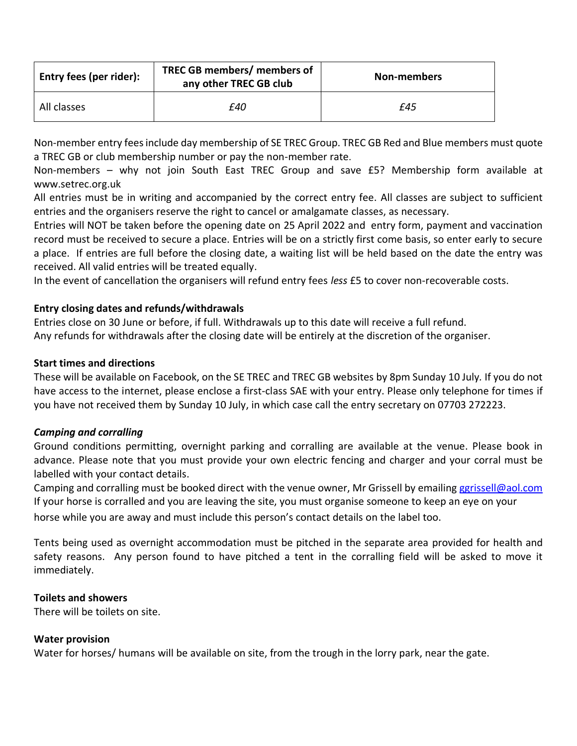| Entry fees (per rider): | TREC GB members/ members of any other TREC GB club | Non-members |
|---|---|---|
| All classes | *£40* | *£45* |

Non-member entry fees include day membership of SE TREC Group. TREC GB Red and Blue members must quote a TREC GB or club membership number or pay the non-member rate.

Non-members – why not join South East TREC Group and save £5? Membership form available at www.setrec.org.uk

All entries must be in writing and accompanied by the correct entry fee. All classes are subject to sufficient entries and the organisers reserve the right to cancel or amalgamate classes, as necessary.

Entries will NOT be taken before the opening date on 25 April 2022 and entry form, payment and vaccination record must be received to secure a place. Entries will be on a strictly first come basis, so enter early to secure a place. If entries are full before the closing date, a waiting list will be held based on the date the entry was received. All valid entries will be treated equally.

In the event of cancellation the organisers will refund entry fees *less* £5 to cover non-recoverable costs.

**Entry closing dates and refunds/withdrawals**

Entries close on 30 June or before, if full. Withdrawals up to this date will receive a full refund.

Any refunds for withdrawals after the closing date will be entirely at the discretion of the organiser.

**Start times and directions**

These will be available on Facebook, on the SE TREC and TREC GB websites by 8pm Sunday 10 July. If you do not have access to the internet, please enclose a first-class SAE with your entry. Please only telephone for times if you have not received them by Sunday 10 July, in which case call the entry secretary on 07703 272223.

***Camping and corralling***

Ground conditions permitting, overnight parking and corralling are available at the venue. Please book in advance. Please note that you must provide your own electric fencing and charger and your corral must be labelled with your contact details.

Camping and corralling must be booked direct with the venue owner, Mr Grissell by emailing ggrissell@aol.com

If your horse is corralled and you are leaving the site, you must organise someone to keep an eye on your horse while you are away and must include this person's contact details on the label too.

Tents being used as overnight accommodation must be pitched in the separate area provided for health and safety reasons. Any person found to have pitched a tent in the corralling field will be asked to move it immediately.

**Toilets and showers**

There will be toilets on site.

**Water provision**

Water for horses/ humans will be available on site, from the trough in the lorry park, near the gate.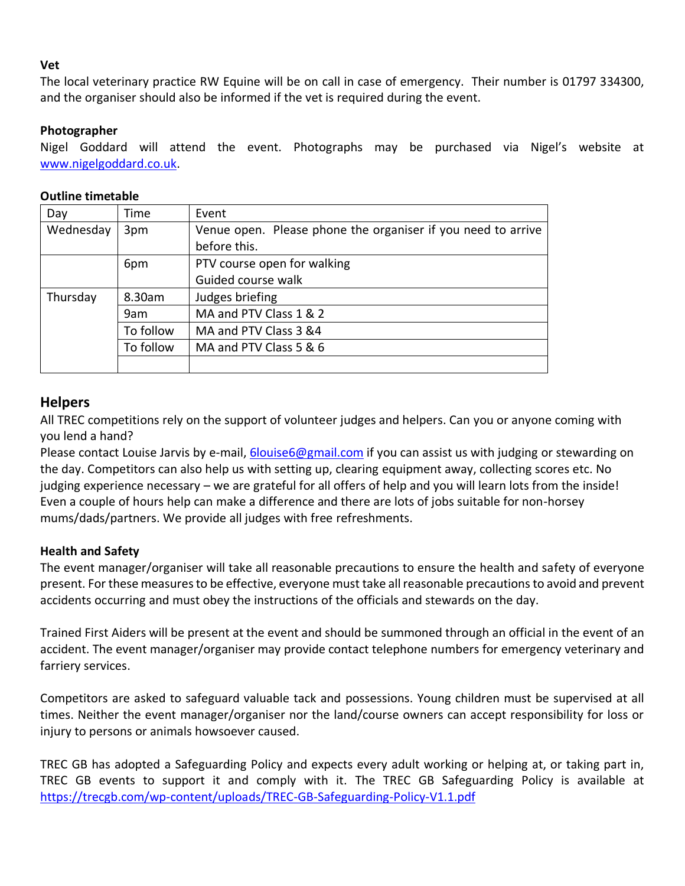**Vet**

The local veterinary practice RW Equine will be on call in case of emergency. Their number is 01797 334300, and the organiser should also be informed if the vet is required during the event.

**Photographer**

Nigel Goddard will attend the event. Photographs may be purchased via Nigel's website at www.nigelgoddard.co.uk.

**Outline timetable**

| Day | Time | Event |
|---|---|---|
| Wednesday | 3pm | Venue open. Please phone the organiser if you need to arrive before this. |
| | 6pm | PTV course open for walking<br>Guided course walk |
| Thursday | 8.30am | Judges briefing |
| | 9am | MA and PTV Class 1 & 2 |
| | To follow | MA and PTV Class 3 &4 |
| | To follow | MA and PTV Class 5 & 6 |
| | | |

## Helpers

All TREC competitions rely on the support of volunteer judges and helpers. Can you or anyone coming with you lend a hand?

Please contact Louise Jarvis by e-mail, 6louise6@gmail.com if you can assist us with judging or stewarding on the day. Competitors can also help us with setting up, clearing equipment away, collecting scores etc. No judging experience necessary – we are grateful for all offers of help and you will learn lots from the inside! Even a couple of hours help can make a difference and there are lots of jobs suitable for non-horsey mums/dads/partners. We provide all judges with free refreshments.

**Health and Safety**

The event manager/organiser will take all reasonable precautions to ensure the health and safety of everyone present. For these measures to be effective, everyone must take all reasonable precautions to avoid and prevent accidents occurring and must obey the instructions of the officials and stewards on the day.

Trained First Aiders will be present at the event and should be summoned through an official in the event of an accident. The event manager/organiser may provide contact telephone numbers for emergency veterinary and farriery services.

Competitors are asked to safeguard valuable tack and possessions. Young children must be supervised at all times. Neither the event manager/organiser nor the land/course owners can accept responsibility for loss or injury to persons or animals howsoever caused.

TREC GB has adopted a Safeguarding Policy and expects every adult working or helping at, or taking part in, TREC GB events to support it and comply with it. The TREC GB Safeguarding Policy is available at https://trecgb.com/wp-content/uploads/TREC-GB-Safeguarding-Policy-V1.1.pdf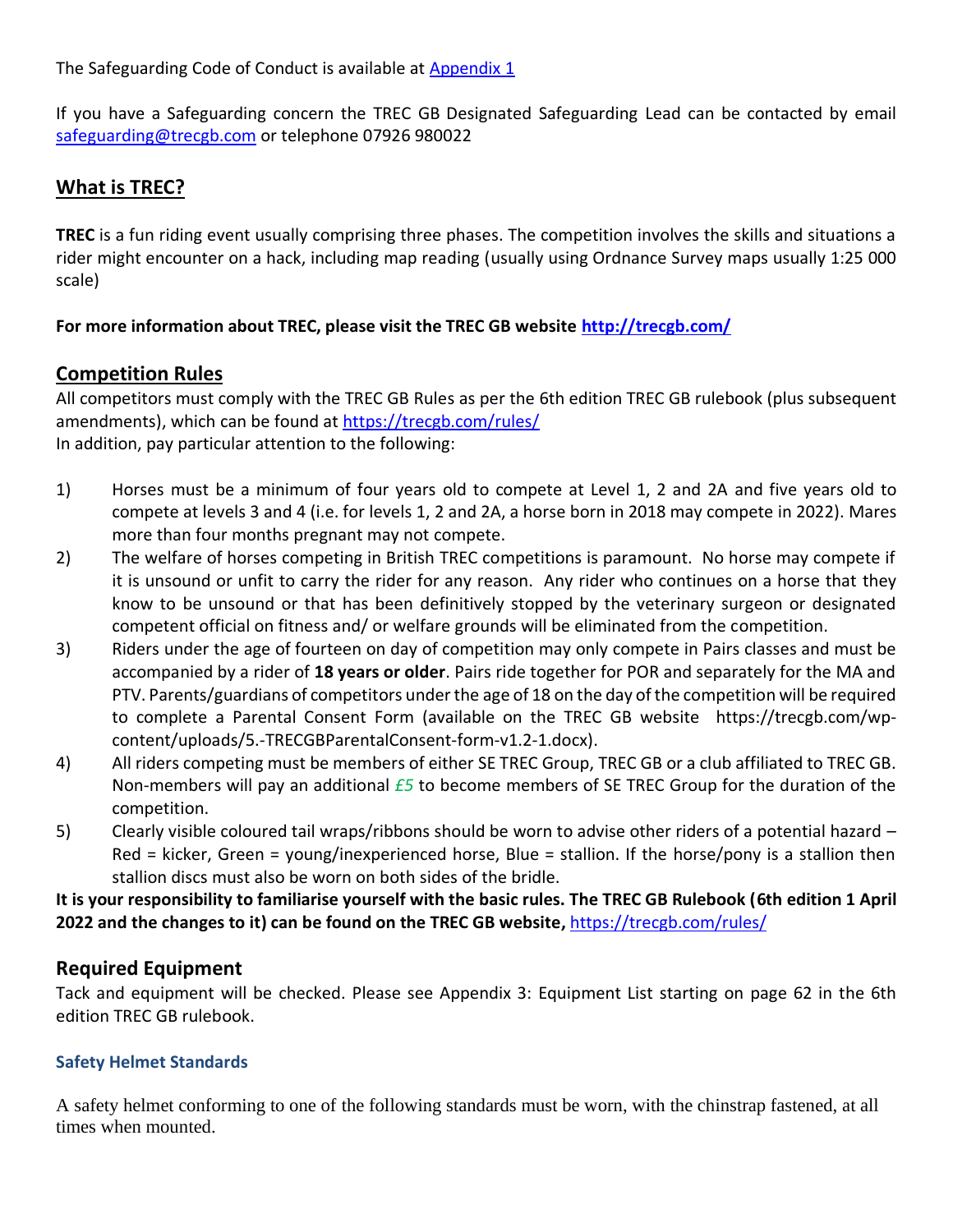The Safeguarding Code of Conduct is available at [Appendix 1](#)

If you have a Safeguarding concern the TREC GB Designated Safeguarding Lead can be contacted by email [safeguarding@trecgb.com](mailto:safeguarding@trecgb.com) or telephone 07926 980022

## What is TREC?

**TREC** is a fun riding event usually comprising three phases. The competition involves the skills and situations a rider might encounter on a hack, including map reading (usually using Ordnance Survey maps usually 1:25 000 scale)

**For more information about TREC, please visit the TREC GB website [http://trecgb.com/](http://trecgb.com/)**

## Competition Rules

All competitors must comply with the TREC GB Rules as per the 6th edition TREC GB rulebook (plus subsequent amendments), which can be found at [https://trecgb.com/rules/](https://trecgb.com/rules/)
In addition, pay particular attention to the following:

1) Horses must be a minimum of four years old to compete at Level 1, 2 and 2A and five years old to compete at levels 3 and 4 (i.e. for levels 1, 2 and 2A, a horse born in 2018 may compete in 2022). Mares more than four months pregnant may not compete.
2) The welfare of horses competing in British TREC competitions is paramount. No horse may compete if it is unsound or unfit to carry the rider for any reason. Any rider who continues on a horse that they know to be unsound or that has been definitively stopped by the veterinary surgeon or designated competent official on fitness and/ or welfare grounds will be eliminated from the competition.
3) Riders under the age of fourteen on day of competition may only compete in Pairs classes and must be accompanied by a rider of **18 years or older**. Pairs ride together for POR and separately for the MA and PTV. Parents/guardians of competitors under the age of 18 on the day of the competition will be required to complete a Parental Consent Form (available on the TREC GB website https://trecgb.com/wp-content/uploads/5.-TRECGBParentalConsent-form-v1.2-1.docx).
4) All riders competing must be members of either SE TREC Group, TREC GB or a club affiliated to TREC GB. Non-members will pay an additional *£5* to become members of SE TREC Group for the duration of the competition.
5) Clearly visible coloured tail wraps/ribbons should be worn to advise other riders of a potential hazard – Red = kicker, Green = young/inexperienced horse, Blue = stallion. If the horse/pony is a stallion then stallion discs must also be worn on both sides of the bridle.

**It is your responsibility to familiarise yourself with the basic rules. The TREC GB Rulebook (6th edition 1 April 2022 and the changes to it) can be found on the TREC GB website,** [https://trecgb.com/rules/](https://trecgb.com/rules/)

## Required Equipment

Tack and equipment will be checked. Please see Appendix 3: Equipment List starting on page 62 in the 6th edition TREC GB rulebook.

### Safety Helmet Standards

A safety helmet conforming to one of the following standards must be worn, with the chinstrap fastened, at all times when mounted.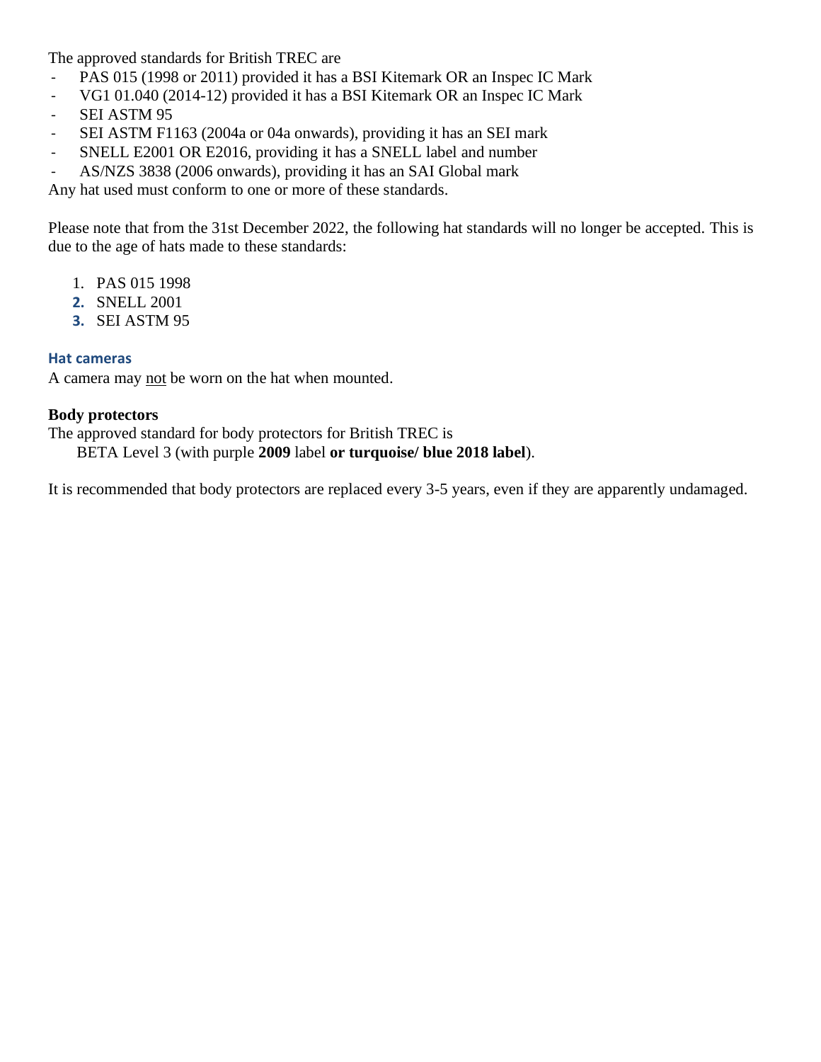The approved standards for British TREC are

- PAS 015 (1998 or 2011) provided it has a BSI Kitemark OR an Inspec IC Mark
- VG1 01.040 (2014-12) provided it has a BSI Kitemark OR an Inspec IC Mark
- SEI ASTM 95
- SEI ASTM F1163 (2004a or 04a onwards), providing it has an SEI mark
- SNELL E2001 OR E2016, providing it has a SNELL label and number
- AS/NZS 3838 (2006 onwards), providing it has an SAI Global mark

Any hat used must conform to one or more of these standards.

Please note that from the 31st December 2022, the following hat standards will no longer be accepted. This is due to the age of hats made to these standards:

1. PAS 015 1998
2. SNELL 2001
3. SEI ASTM 95

### Hat cameras

A camera may <u>not</u> be worn on the hat when mounted.

**Body protectors**

The approved standard for body protectors for British TREC is
BETA Level 3 (with purple **2009** label **or turquoise/ blue 2018 label**).

It is recommended that body protectors are replaced every 3-5 years, even if they are apparently undamaged.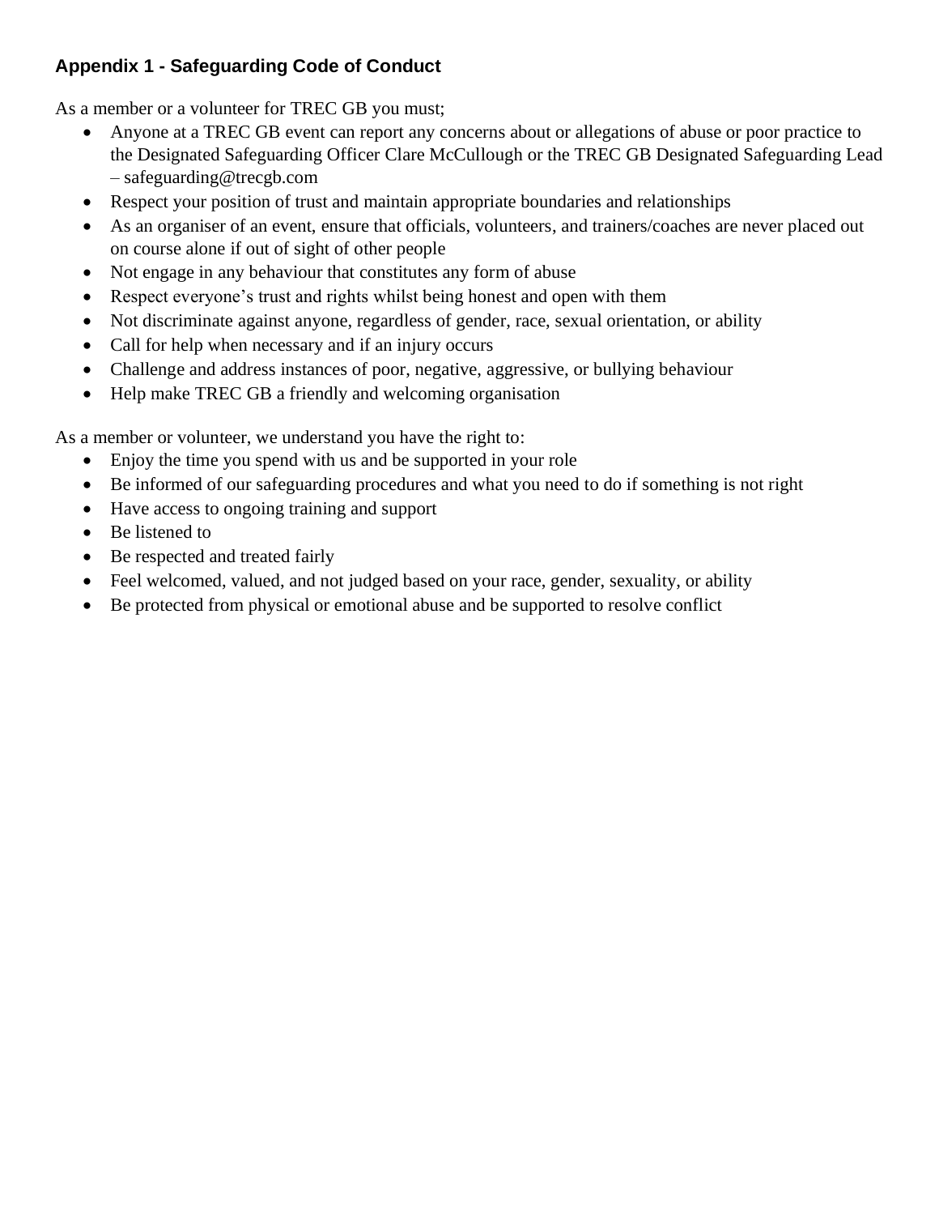### Appendix 1 - Safeguarding Code of Conduct

As a member or a volunteer for TREC GB you must;

- Anyone at a TREC GB event can report any concerns about or allegations of abuse or poor practice to the Designated Safeguarding Officer Clare McCullough or the TREC GB Designated Safeguarding Lead – safeguarding@trecgb.com
- Respect your position of trust and maintain appropriate boundaries and relationships
- As an organiser of an event, ensure that officials, volunteers, and trainers/coaches are never placed out on course alone if out of sight of other people
- Not engage in any behaviour that constitutes any form of abuse
- Respect everyone's trust and rights whilst being honest and open with them
- Not discriminate against anyone, regardless of gender, race, sexual orientation, or ability
- Call for help when necessary and if an injury occurs
- Challenge and address instances of poor, negative, aggressive, or bullying behaviour
- Help make TREC GB a friendly and welcoming organisation

As a member or volunteer, we understand you have the right to:

- Enjoy the time you spend with us and be supported in your role
- Be informed of our safeguarding procedures and what you need to do if something is not right
- Have access to ongoing training and support
- Be listened to
- Be respected and treated fairly
- Feel welcomed, valued, and not judged based on your race, gender, sexuality, or ability
- Be protected from physical or emotional abuse and be supported to resolve conflict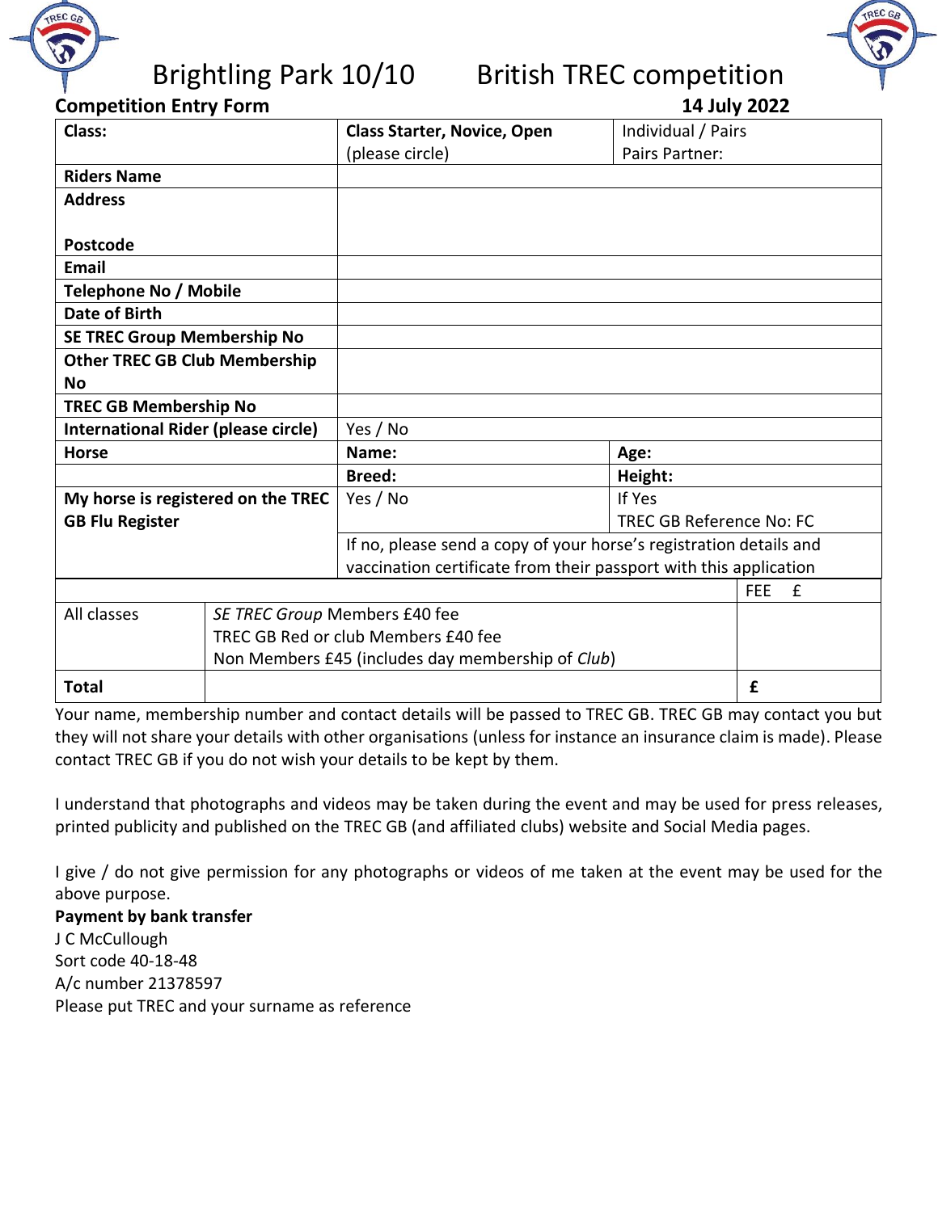# Brightling Park 10/10 British TREC competition

**Competition Entry Form** **14 July 2022**

| **Class:** | **Class Starter, Novice, Open** (please circle) | Individual / Pairs Pairs Partner: |
|---|---|---|
| **Riders Name** | | |
| **Address** **Postcode** | | |
| **Email** | | |
| **Telephone No / Mobile** | | |
| **Date of Birth** | | |
| **SE TREC Group Membership No** | | |
| **Other TREC GB Club Membership No** | | |
| **TREC GB Membership No** | | |
| **International Rider (please circle)** | Yes / No | |
| **Horse** | **Name:** | **Age:** |
| | **Breed:** | **Height:** |
| **My horse is registered on the TREC GB Flu Register** | Yes / No | If Yes TREC GB Reference No: FC |
| | If no, please send a copy of your horse's registration details and vaccination certificate from their passport with this application | |

| | | FEE £ |
|---|---|---|
| All classes | *SE TREC Group* Members £40 fee<br>TREC GB Red or club Members £40 fee<br>Non Members £45 (includes day membership of *Club*) | |
| **Total** | | **£** |

Your name, membership number and contact details will be passed to TREC GB. TREC GB may contact you but they will not share your details with other organisations (unless for instance an insurance claim is made). Please contact TREC GB if you do not wish your details to be kept by them.

I understand that photographs and videos may be taken during the event and may be used for press releases, printed publicity and published on the TREC GB (and affiliated clubs) website and Social Media pages.

I give / do not give permission for any photographs or videos of me taken at the event may be used for the above purpose.

**Payment by bank transfer**
J C McCullough
Sort code 40-18-48
A/c number 21378597
Please put TREC and your surname as reference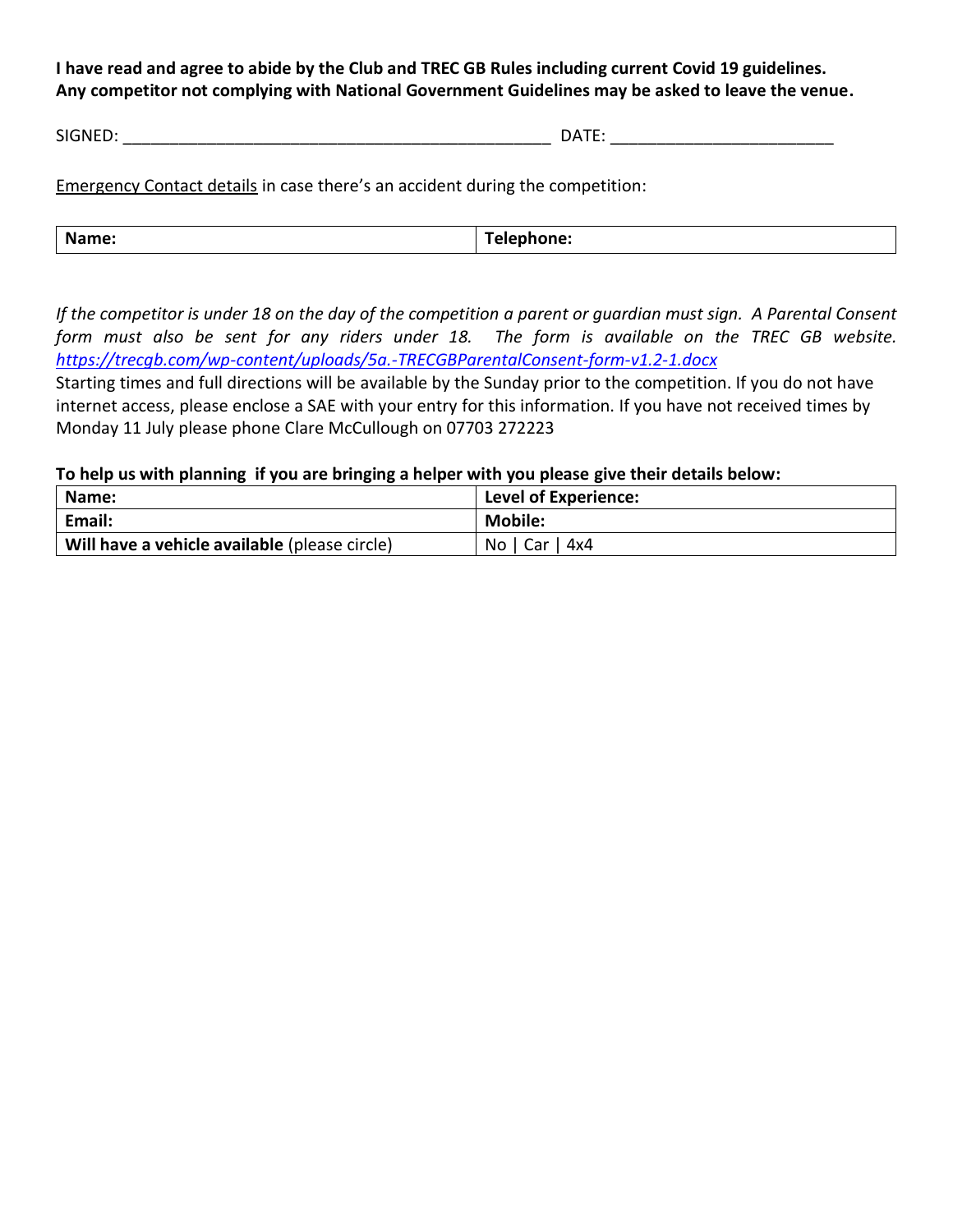**I have read and agree to abide by the Club and TREC GB Rules including current Covid 19 guidelines.**
**Any competitor not complying with National Government Guidelines may be asked to leave the venue.**

SIGNED: _______________________________________________ DATE: ________________________

<u>Emergency Contact details</u> in case there's an accident during the competition:

| | |
|---|---|
| **Name:** | **Telephone:** |

*If the competitor is under 18 on the day of the competition a parent or guardian must sign. A Parental Consent form must also be sent for any riders under 18. The form is available on the TREC GB website. https://trecgb.com/wp-content/uploads/5a.-TRECGBParentalConsent-form-v1.2-1.docx*

Starting times and full directions will be available by the Sunday prior to the competition. If you do not have internet access, please enclose a SAE with your entry for this information. If you have not received times by Monday 11 July please phone Clare McCullough on 07703 272223

**To help us with planning if you are bringing a helper with you please give their details below:**

| | |
|---|---|
| **Name:** | **Level of Experience:** |
| **Email:** | **Mobile:** |
| **Will have a vehicle available** (please circle) | No \| Car \| 4x4 |